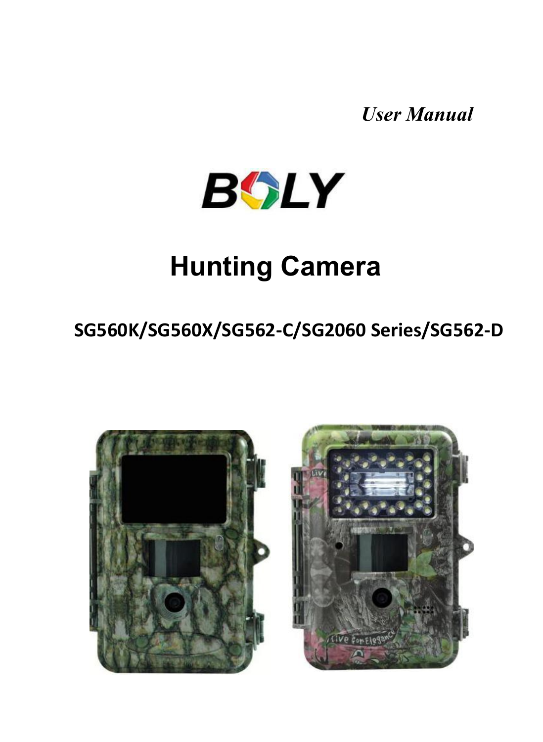*User Manual*

BOLY

# Hunting Camera

**SG560K/SG560X/SG562-C/SG2060 Series/SG562-D**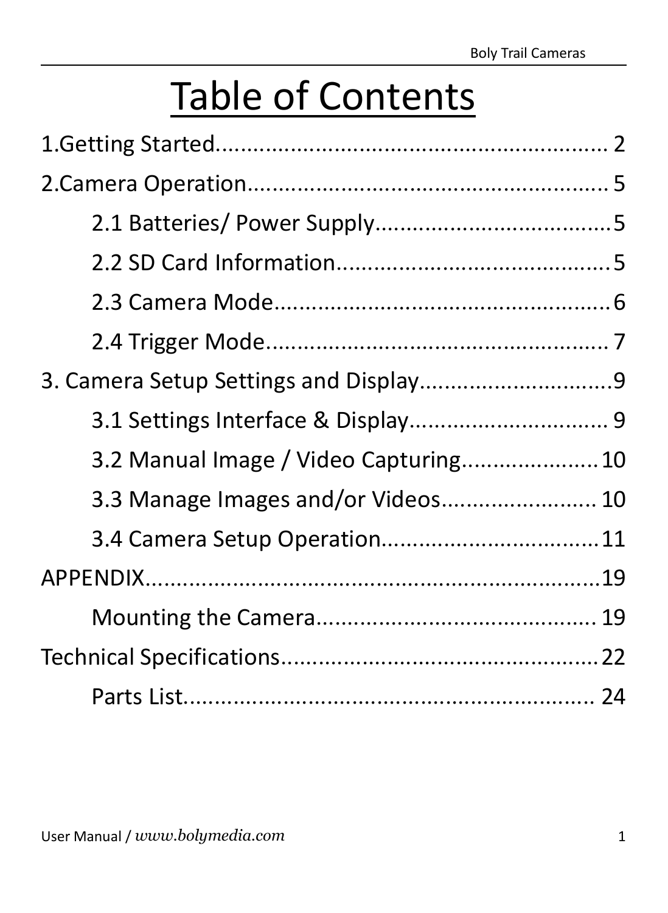# Table of Contents

1.Getting Started............................................................... 2

2.Camera Operation........................................................... 5

  2.1 Batteries/ Power Supply...................................... 5

  2.2 SD Card Information........................................... 5

  2.3 Camera Mode...................................................... 6

  2.4 Trigger Mode....................................................... 7

3. Camera Setup Settings and Display............................... 9

  3.1 Settings Interface & Display................................ 9

  3.2 Manual Image / Video Capturing...................... 10

  3.3 Manage Images and/or Videos......................... 10

  3.4 Camera Setup Operation.................................. 11

APPENDIX.......................................................................... 19

  Mounting the Camera.............................................. 19

Technical Specifications.................................................. 22

  Parts List................................................................... 24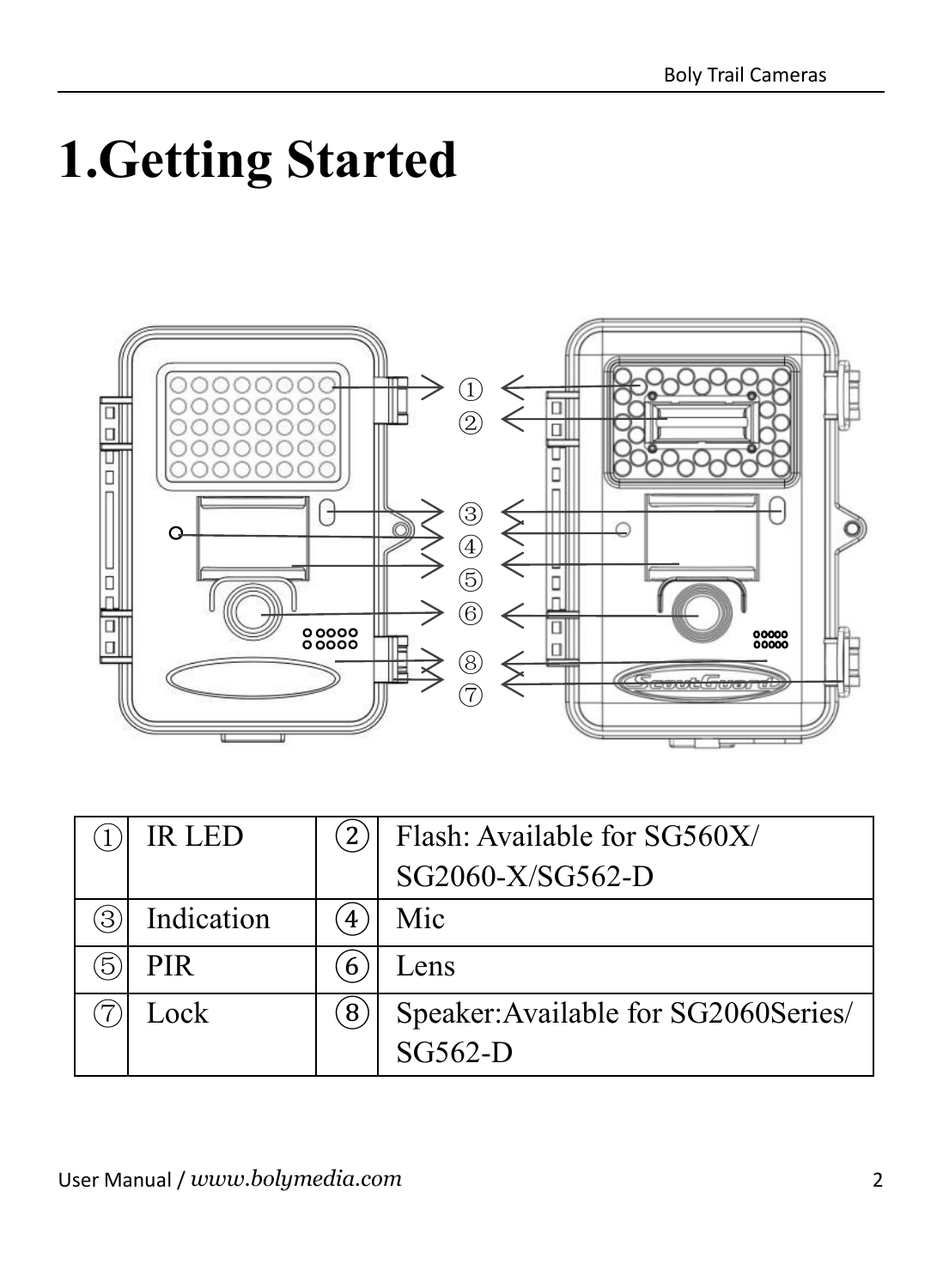# 1.Getting Started

| ① | IR LED | ② | Flash: Available for SG560X/ SG2060-X/SG562-D |
|---|---|---|---|
| ③ | Indication | ④ | Mic |
| ⑤ | PIR | ⑥ | Lens |
| ⑦ | Lock | ⑧ | Speaker:Available for SG2060Series/ SG562-D |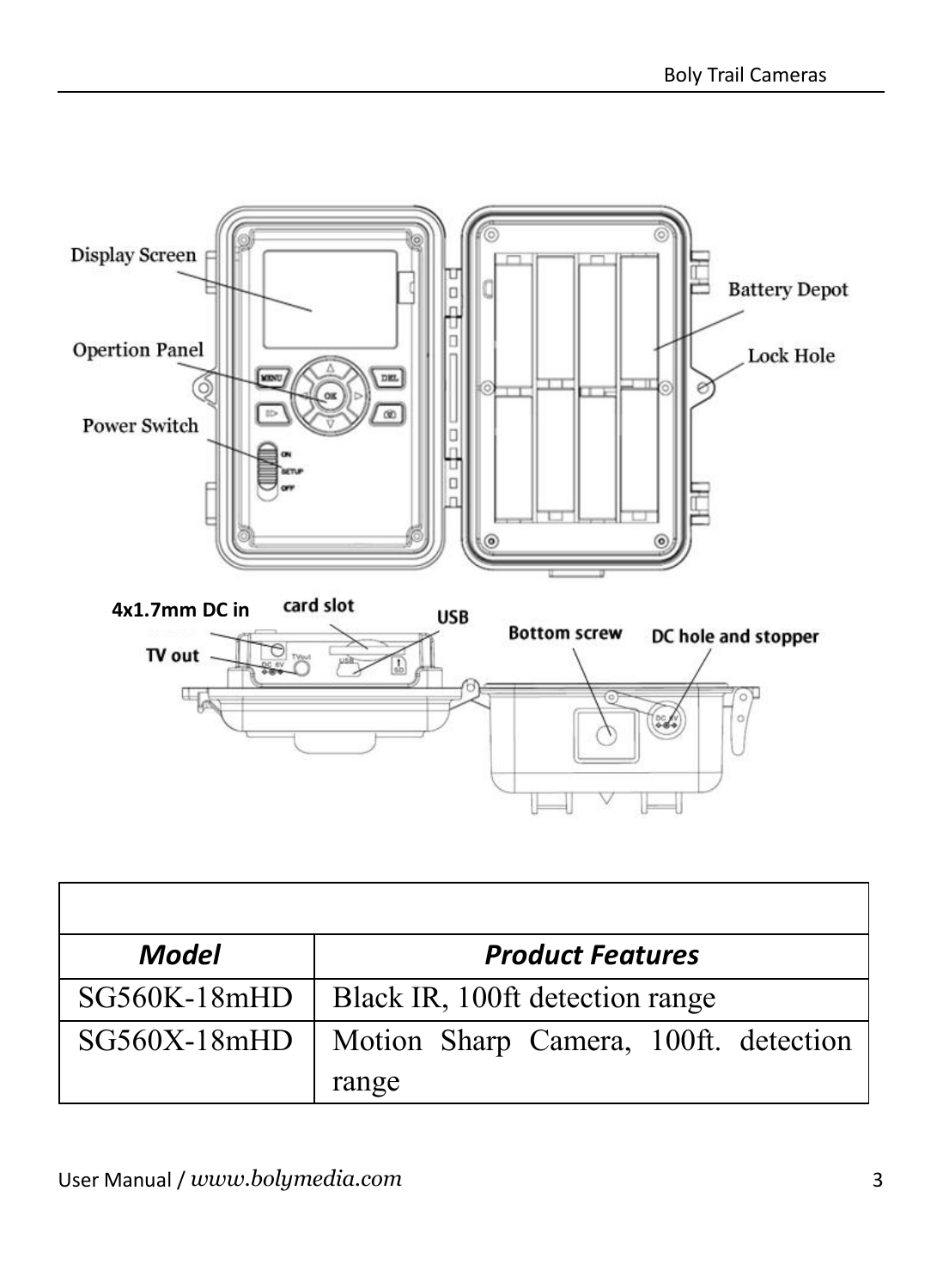Display Screen

Opertion Panel

Power Switch

Battery Depot

Lock Hole

4x1.7mm DC in

card slot

USB

TV out

Bottom screw

DC hole and stopper

| Model | Product Features |
| --- | --- |
| SG560K-18mHD | Black IR, 100ft detection range |
| SG560X-18mHD | Motion Sharp Camera, 100ft. detection range |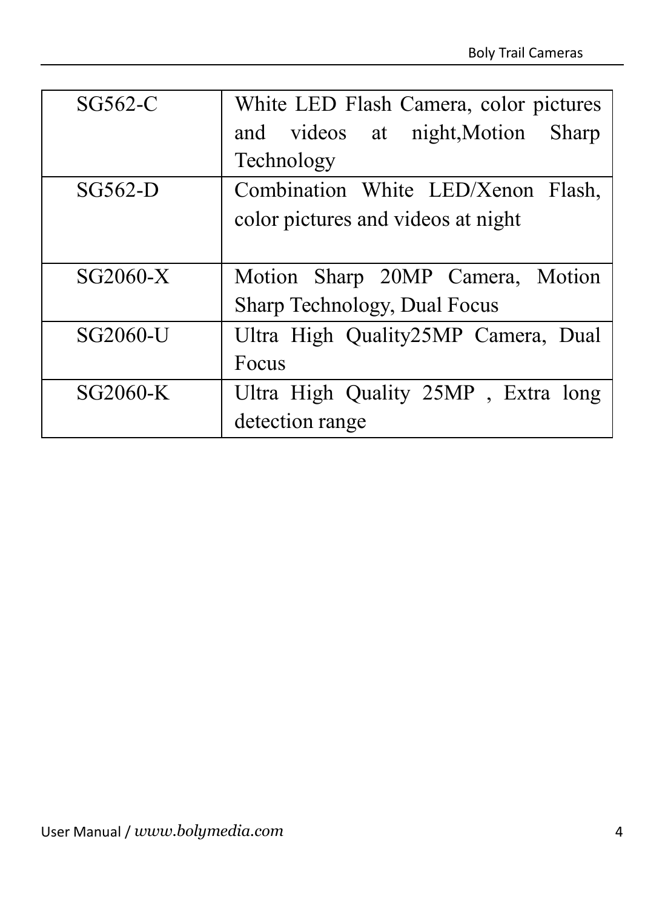| | |
|---|---|
| SG562-C | White LED Flash Camera, color pictures and videos at night,Motion Sharp Technology |
| SG562-D | Combination White LED/Xenon Flash, color pictures and videos at night |
| SG2060-X | Motion Sharp 20MP Camera, Motion Sharp Technology, Dual Focus |
| SG2060-U | Ultra High Quality25MP Camera, Dual Focus |
| SG2060-K | Ultra High Quality 25MP , Extra long detection range |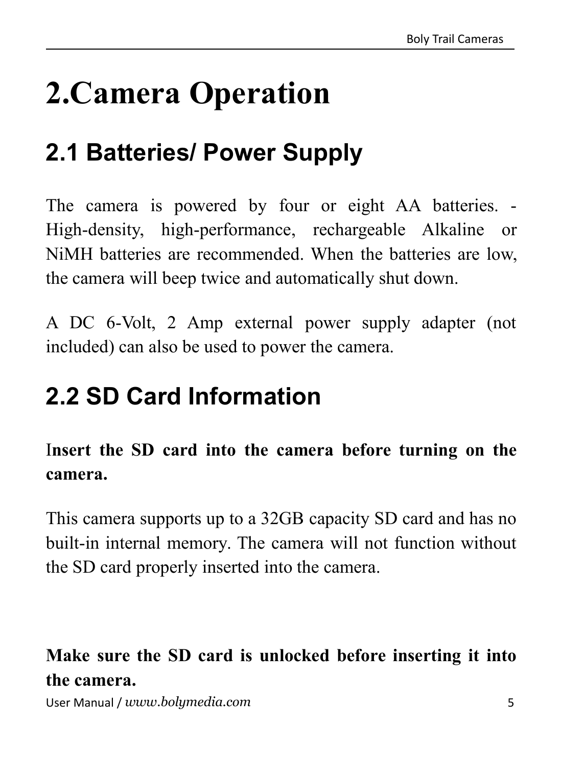# 2.Camera Operation

## 2.1 Batteries/ Power Supply

The camera is powered by four or eight AA batteries. -High-density, high-performance, rechargeable Alkaline or NiMH batteries are recommended. When the batteries are low, the camera will beep twice and automatically shut down.

A DC 6-Volt, 2 Amp external power supply adapter (not included) can also be used to power the camera.

## 2.2 SD Card Information

**Insert the SD card into the camera before turning on the camera.**

This camera supports up to a 32GB capacity SD card and has no built-in internal memory. The camera will not function without the SD card properly inserted into the camera.

**Make sure the SD card is unlocked before inserting it into the camera.**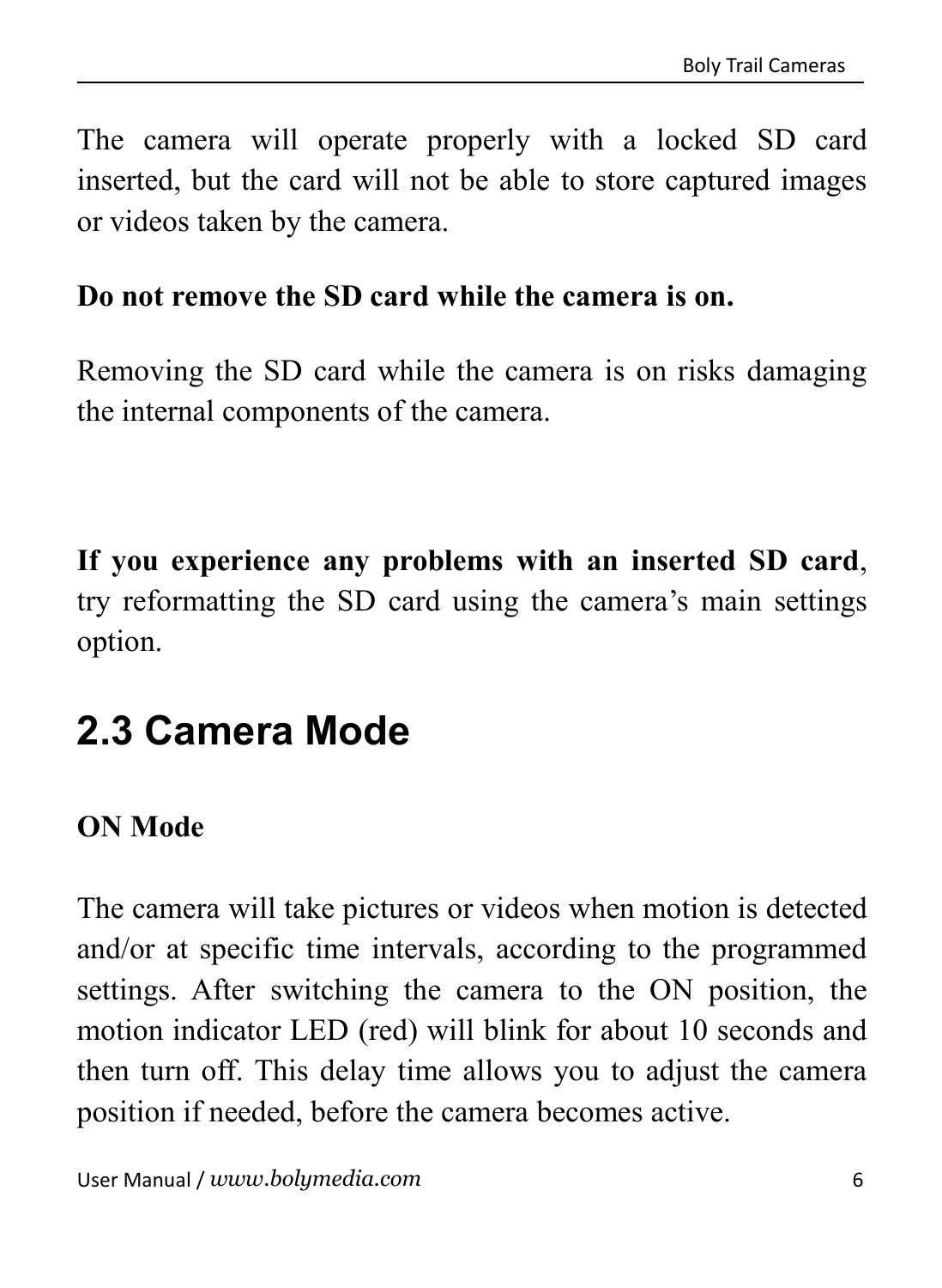The camera will operate properly with a locked SD card inserted, but the card will not be able to store captured images or videos taken by the camera.

**Do not remove the SD card while the camera is on.**

Removing the SD card while the camera is on risks damaging the internal components of the camera.

**If you experience any problems with an inserted SD card**, try reformatting the SD card using the camera’s main settings option.

## 2.3 Camera Mode

**ON Mode**

The camera will take pictures or videos when motion is detected and/or at specific time intervals, according to the programmed settings. After switching the camera to the ON position, the motion indicator LED (red) will blink for about 10 seconds and then turn off. This delay time allows you to adjust the camera position if needed, before the camera becomes active.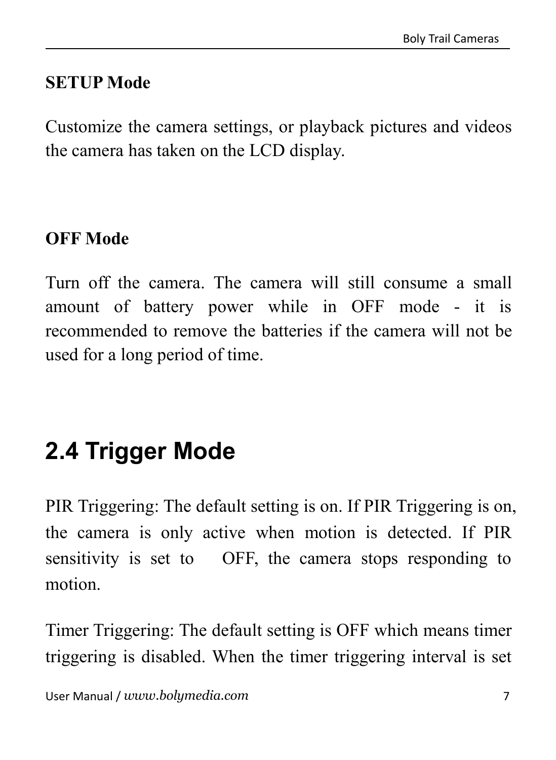**SETUP Mode**

Customize the camera settings, or playback pictures and videos the camera has taken on the LCD display.

**OFF Mode**

Turn off the camera. The camera will still consume a small amount of battery power while in OFF mode - it is recommended to remove the batteries if the camera will not be used for a long period of time.

## 2.4 Trigger Mode

PIR Triggering: The default setting is on. If PIR Triggering is on, the camera is only active when motion is detected. If PIR sensitivity is set to OFF, the camera stops responding to motion.

Timer Triggering: The default setting is OFF which means timer triggering is disabled. When the timer triggering interval is set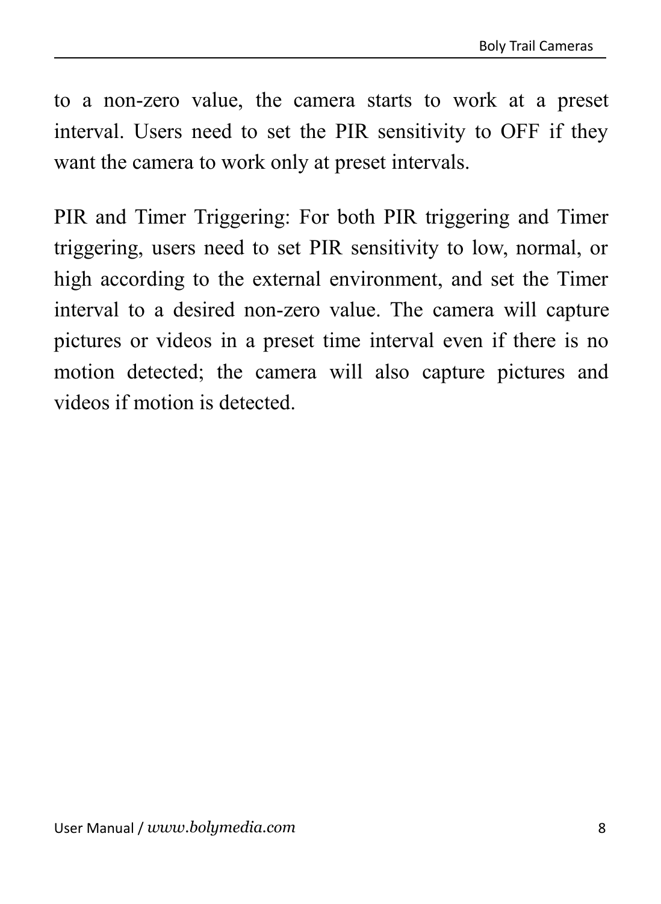to a non-zero value, the camera starts to work at a preset interval. Users need to set the PIR sensitivity to OFF if they want the camera to work only at preset intervals.

PIR and Timer Triggering: For both PIR triggering and Timer triggering, users need to set PIR sensitivity to low, normal, or high according to the external environment, and set the Timer interval to a desired non-zero value. The camera will capture pictures or videos in a preset time interval even if there is no motion detected; the camera will also capture pictures and videos if motion is detected.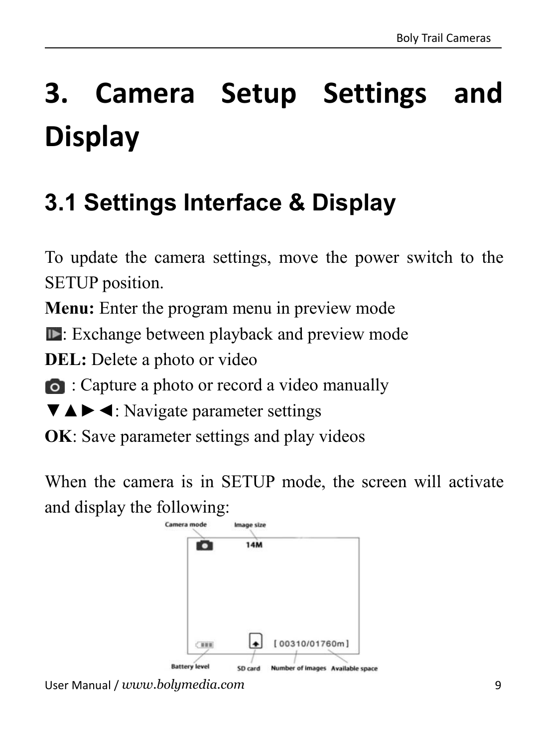# 3. Camera Setup Settings and Display

## 3.1 Settings Interface & Display

To update the camera settings, move the power switch to the SETUP position.

**Menu:** Enter the program menu in preview mode

: Exchange between playback and preview mode

**DEL:** Delete a photo or video

: Capture a photo or record a video manually

▼▲►◄: Navigate parameter settings

**OK**: Save parameter settings and play videos

When the camera is in SETUP mode, the screen will activate and display the following:

Camera mode | Image size | 14M | [ 00310/01760m ] | Battery level | SD card | Number of images | Available space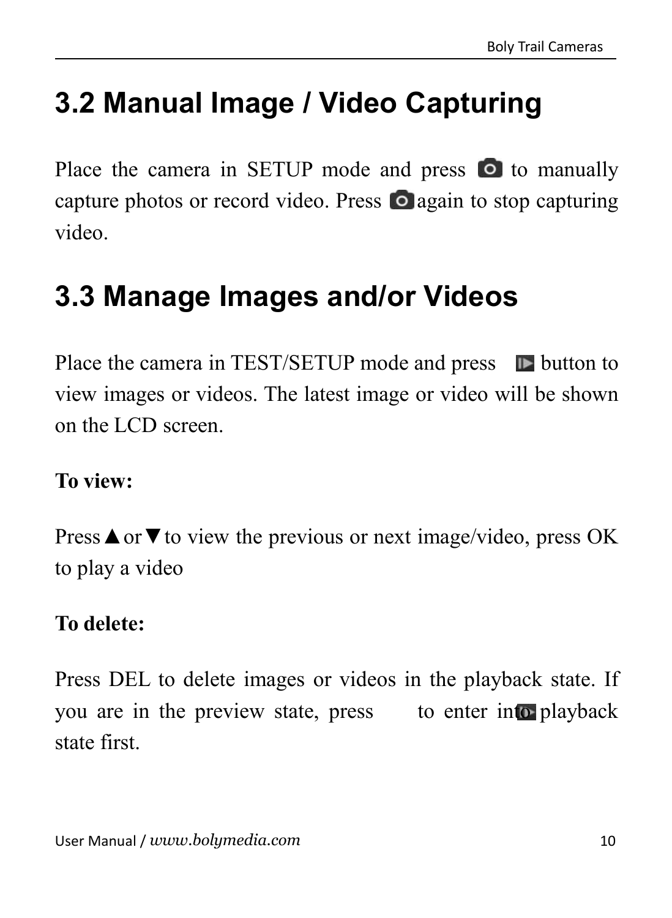## 3.2 Manual Image / Video Capturing

Place the camera in SETUP mode and press  to manually capture photos or record video. Press  again to stop capturing video.

## 3.3 Manage Images and/or Videos

Place the camera in TEST/SETUP mode and press  button to view images or videos. The latest image or video will be shown on the LCD screen.

**To view:**

Press ▲ or ▼ to view the previous or next image/video, press OK to play a video

**To delete:**

Press DEL to delete images or videos in the playback state. If you are in the preview state, press  to enter into playback state first.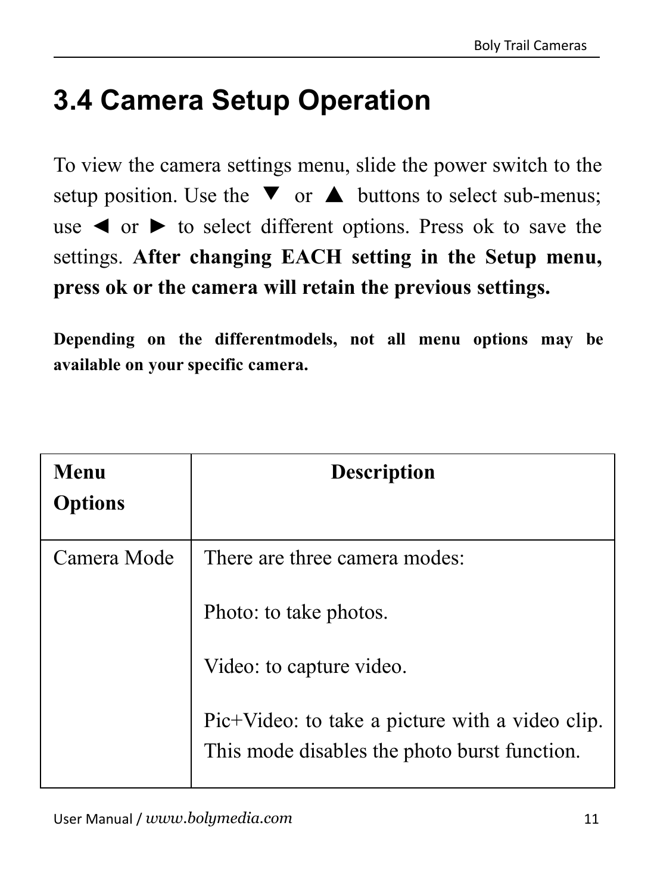## 3.4 Camera Setup Operation

To view the camera settings menu, slide the power switch to the setup position. Use the ▼ or ▲ buttons to select sub-menus; use ◄ or ► to select different options. Press ok to save the settings. **After changing EACH setting in the Setup menu, press ok or the camera will retain the previous settings.**

**Depending on the differentmodels, not all menu options may be available on your specific camera.**

| Menu Options | Description |
|---|---|
| Camera Mode | There are three camera modes:<br><br>Photo: to take photos.<br><br>Video: to capture video.<br><br>Pic+Video: to take a picture with a video clip. This mode disables the photo burst function. |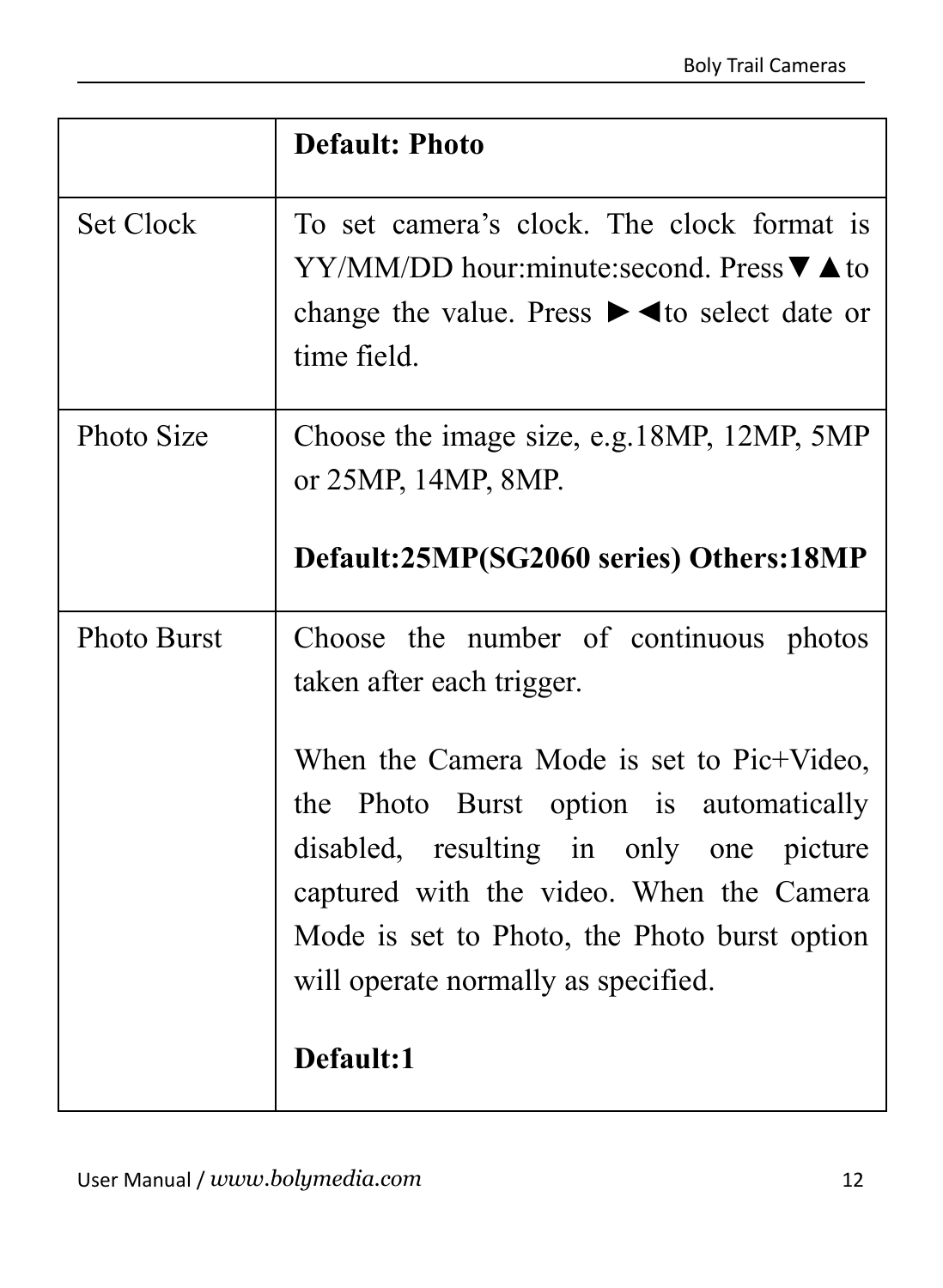| | |
|---|---|
| | **Default: Photo** |
| Set Clock | To set camera's clock. The clock format is YY/MM/DD hour:minute:second. Press▼▲to change the value. Press ►◄to select date or time field. |
| Photo Size | Choose the image size, e.g.18MP, 12MP, 5MP or 25MP, 14MP, 8MP.<br><br>**Default:25MP(SG2060 series) Others:18MP** |
| Photo Burst | Choose the number of continuous photos taken after each trigger.<br><br>When the Camera Mode is set to Pic+Video, the Photo Burst option is automatically disabled, resulting in only one picture captured with the video. When the Camera Mode is set to Photo, the Photo burst option will operate normally as specified.<br><br>**Default:1** |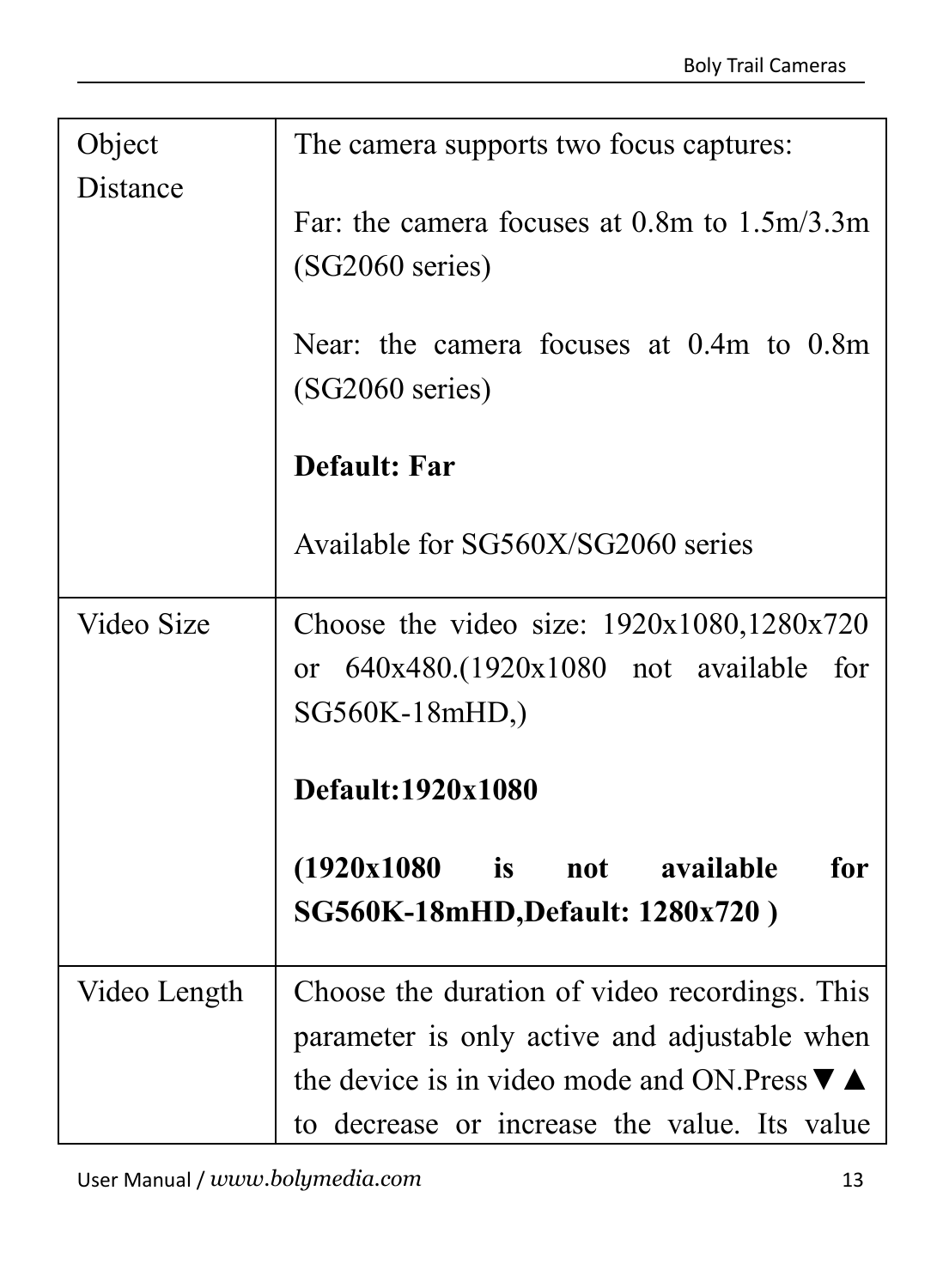| | |
|---|---|
| Object Distance | The camera supports two focus captures:<br><br>Far: the camera focuses at 0.8m to 1.5m/3.3m (SG2060 series)<br><br>Near: the camera focuses at 0.4m to 0.8m (SG2060 series)<br><br>**Default: Far**<br><br>Available for SG560X/SG2060 series |
| Video Size | Choose the video size: 1920x1080,1280x720 or 640x480.(1920x1080 not available for SG560K-18mHD,)<br><br>**Default:1920x1080**<br><br>**(1920x1080 is not available for SG560K-18mHD,Default: 1280x720 )** |
| Video Length | Choose the duration of video recordings. This parameter is only active and adjustable when the device is in video mode and ON.Press▼▲ to decrease or increase the value. Its value |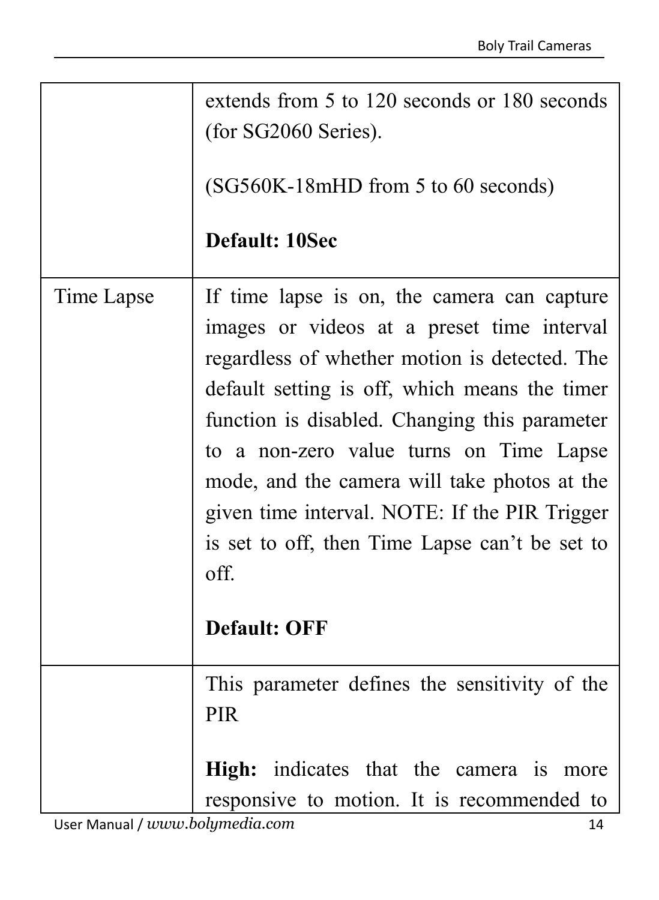| | |
|---|---|
| | extends from 5 to 120 seconds or 180 seconds (for SG2060 Series).<br><br>(SG560K-18mHD from 5 to 60 seconds)<br><br>**Default: 10Sec** |
| Time Lapse | If time lapse is on, the camera can capture images or videos at a preset time interval regardless of whether motion is detected. The default setting is off, which means the timer function is disabled. Changing this parameter to a non-zero value turns on Time Lapse mode, and the camera will take photos at the given time interval. NOTE: If the PIR Trigger is set to off, then Time Lapse can't be set to off.<br><br>**Default: OFF** |
| | This parameter defines the sensitivity of the PIR<br><br>**High:** indicates that the camera is more responsive to motion. It is recommended to |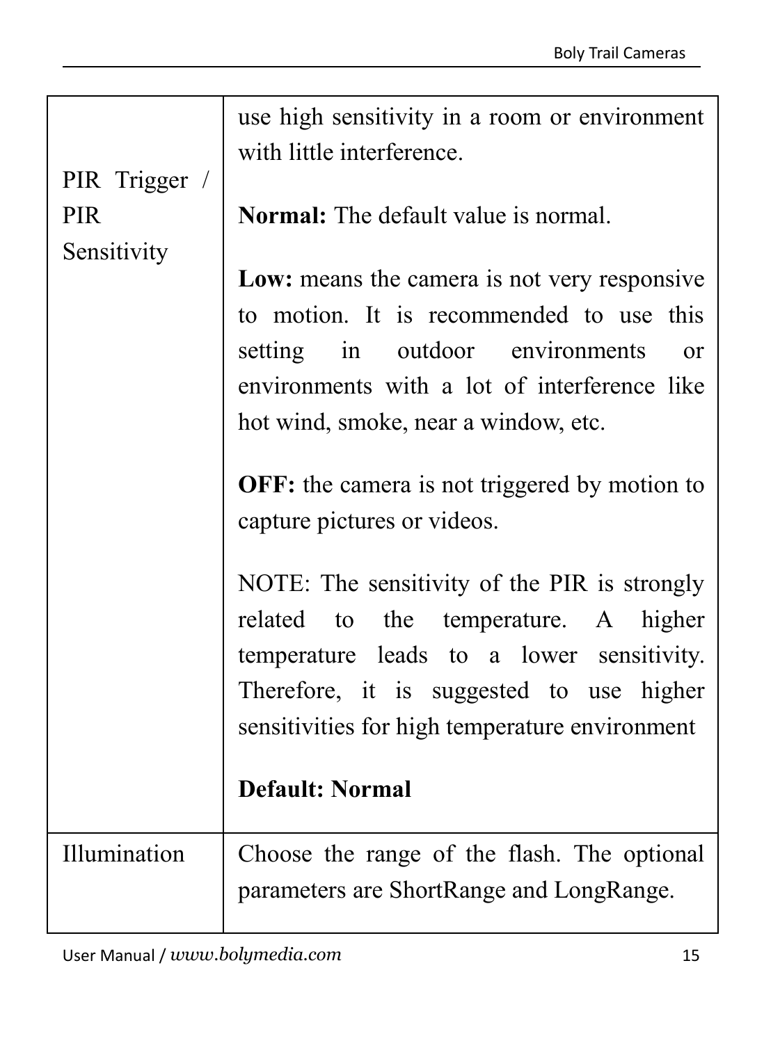| | |
|---|---|
| PIR Trigger / PIR Sensitivity | use high sensitivity in a room or environment with little interference.<br><br>**Normal:** The default value is normal.<br><br>**Low:** means the camera is not very responsive to motion. It is recommended to use this setting in outdoor environments or environments with a lot of interference like hot wind, smoke, near a window, etc.<br><br>**OFF:** the camera is not triggered by motion to capture pictures or videos.<br><br>NOTE: The sensitivity of the PIR is strongly related to the temperature. A higher temperature leads to a lower sensitivity. Therefore, it is suggested to use higher sensitivities for high temperature environment<br><br>**Default: Normal** |
| Illumination | Choose the range of the flash. The optional parameters are ShortRange and LongRange. |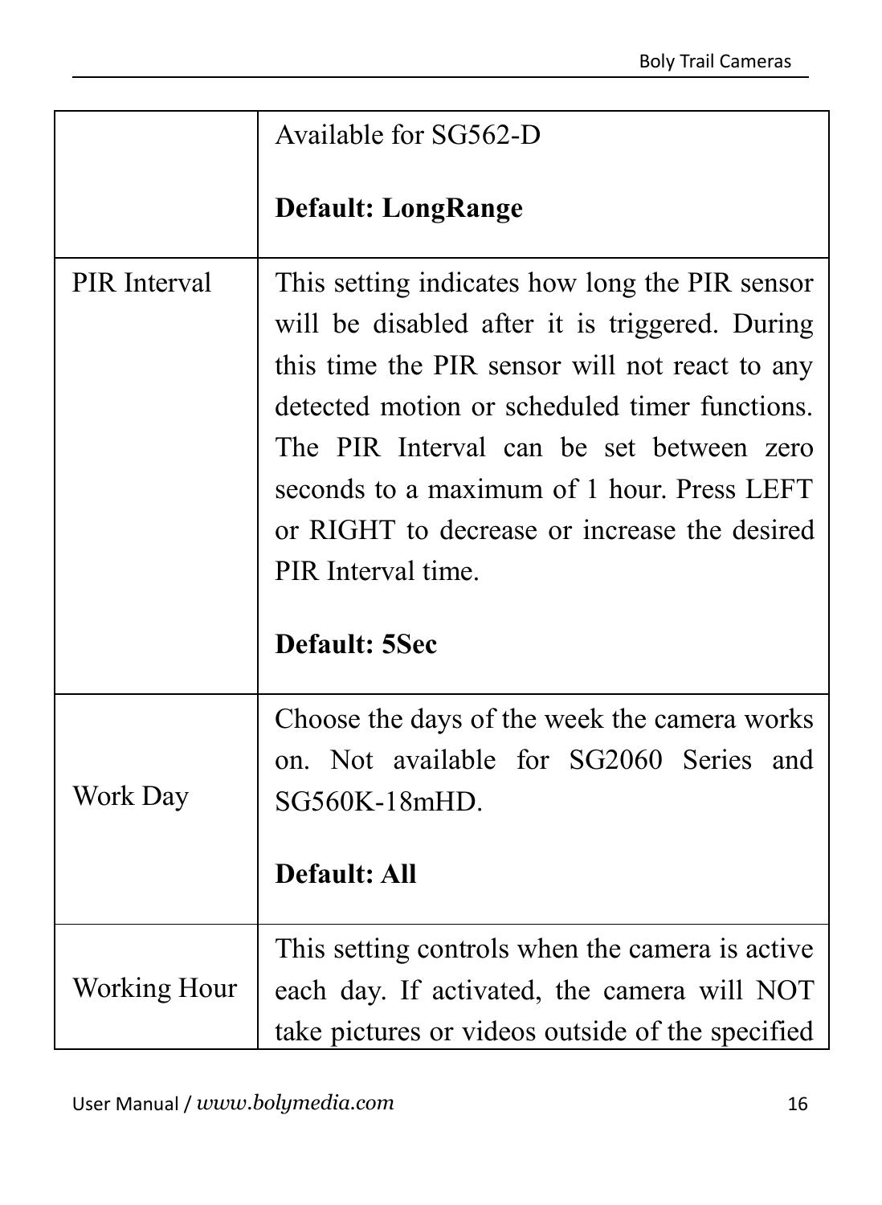| | |
|---|---|
| | Available for SG562-D<br><br>**Default: LongRange** |
| PIR Interval | This setting indicates how long the PIR sensor will be disabled after it is triggered. During this time the PIR sensor will not react to any detected motion or scheduled timer functions. The PIR Interval can be set between zero seconds to a maximum of 1 hour. Press LEFT or RIGHT to decrease or increase the desired PIR Interval time.<br><br>**Default: 5Sec** |
| Work Day | Choose the days of the week the camera works on. Not available for SG2060 Series and SG560K-18mHD.<br><br>**Default: All** |
| Working Hour | This setting controls when the camera is active each day. If activated, the camera will NOT take pictures or videos outside of the specified |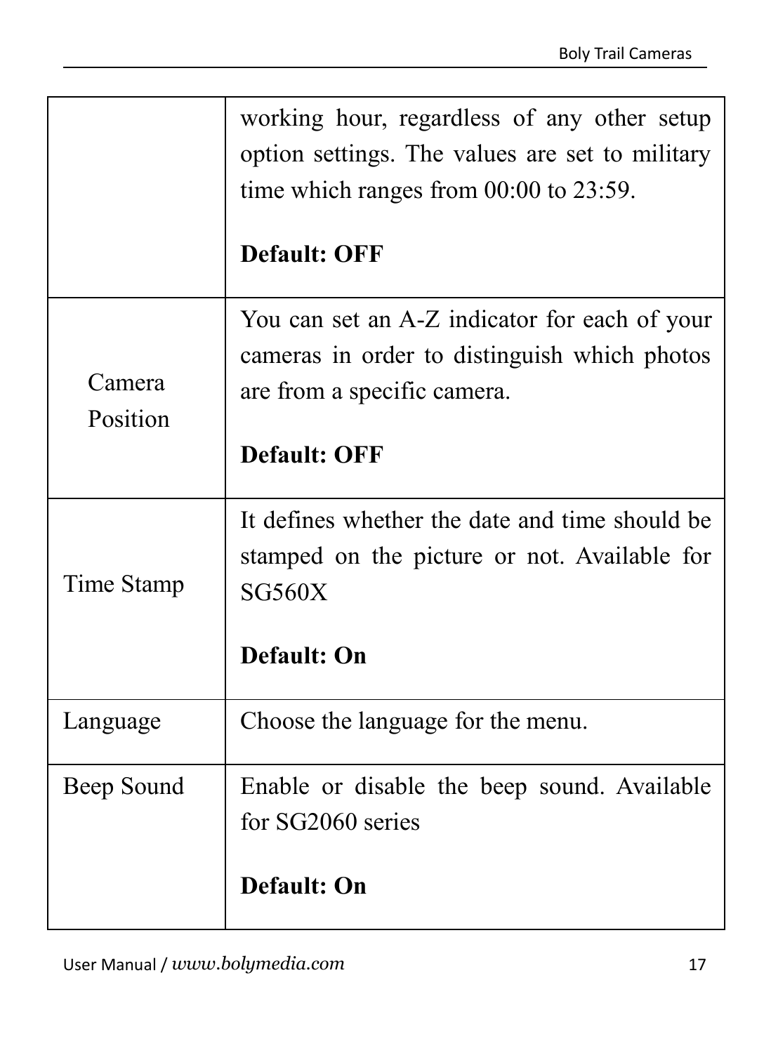| | |
|---|---|
| | working hour, regardless of any other setup option settings. The values are set to military time which ranges from 00:00 to 23:59.<br><br>**Default: OFF** |
| Camera Position | You can set an A-Z indicator for each of your cameras in order to distinguish which photos are from a specific camera.<br><br>**Default: OFF** |
| Time Stamp | It defines whether the date and time should be stamped on the picture or not. Available for SG560X<br><br>**Default: On** |
| Language | Choose the language for the menu. |
| Beep Sound | Enable or disable the beep sound. Available for SG2060 series<br><br>**Default: On** |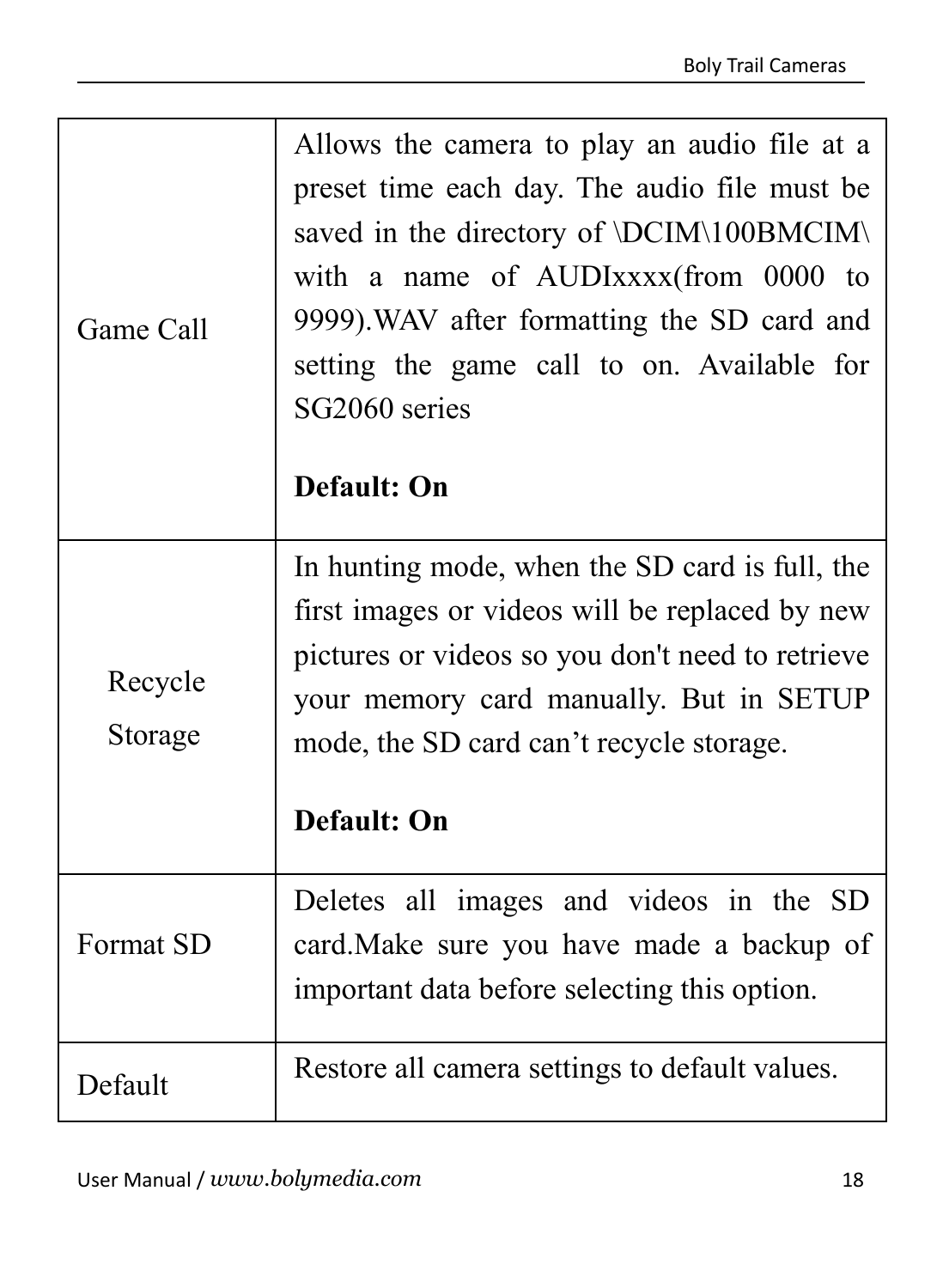| | |
|---|---|
| Game Call | Allows the camera to play an audio file at a preset time each day. The audio file must be saved in the directory of \DCIM\100BMCIM\ with a name of AUDIxxxx(from 0000 to 9999).WAV after formatting the SD card and setting the game call to on. Available for SG2060 series<br><br>**Default: On** |
| Recycle Storage | In hunting mode, when the SD card is full, the first images or videos will be replaced by new pictures or videos so you don't need to retrieve your memory card manually. But in SETUP mode, the SD card can’t recycle storage.<br><br>**Default: On** |
| Format SD | Deletes all images and videos in the SD card.Make sure you have made a backup of important data before selecting this option. |
| Default | Restore all camera settings to default values. |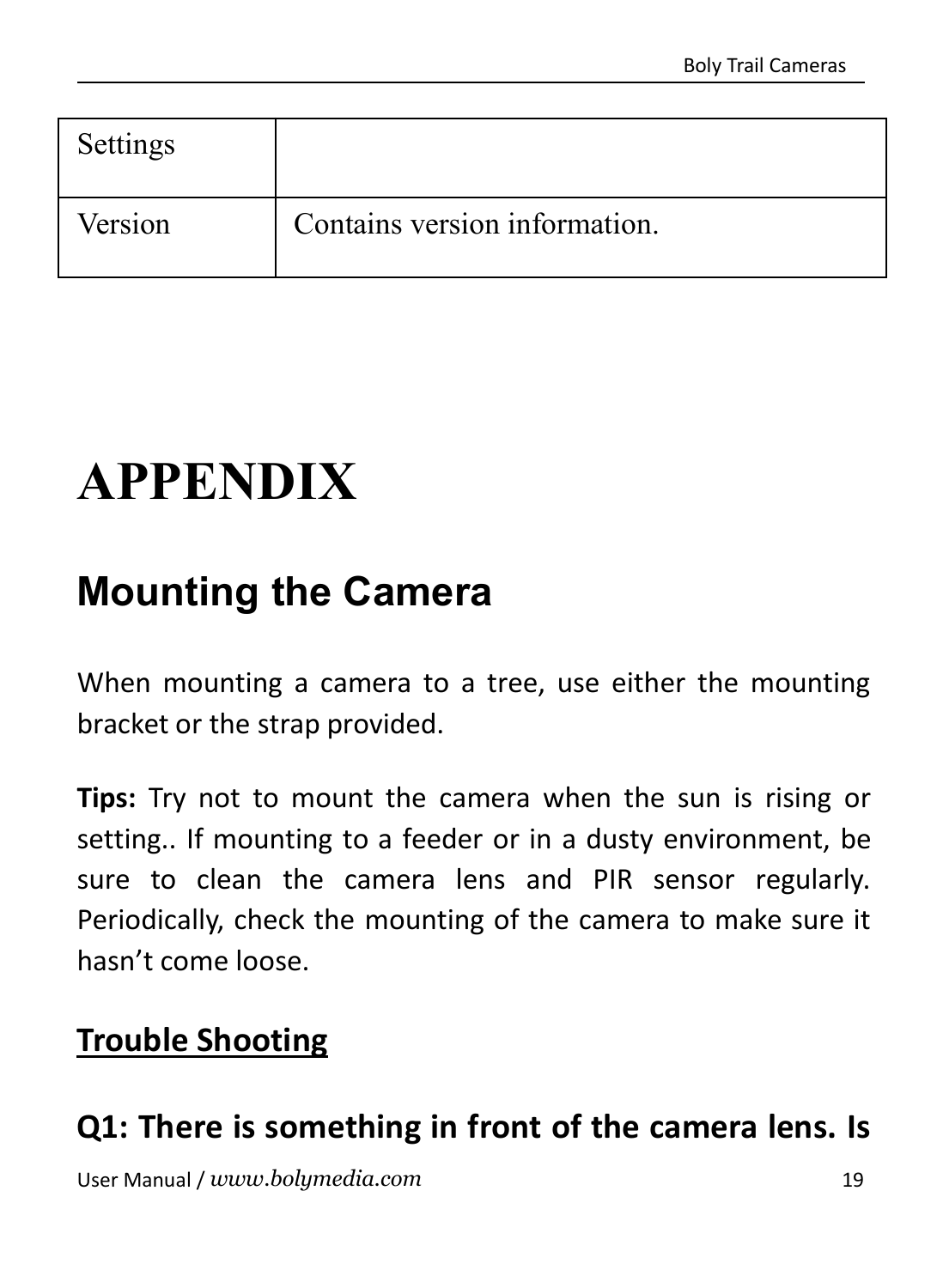| Settings | |
| --- | --- |
| Version | Contains version information. |

# APPENDIX

## Mounting the Camera

When mounting a camera to a tree, use either the mounting bracket or the strap provided.

**Tips:** Try not to mount the camera when the sun is rising or setting.. If mounting to a feeder or in a dusty environment, be sure to clean the camera lens and PIR sensor regularly. Periodically, check the mounting of the camera to make sure it hasn't come loose.

### Trouble Shooting

**Q1: There is something in front of the camera lens. Is**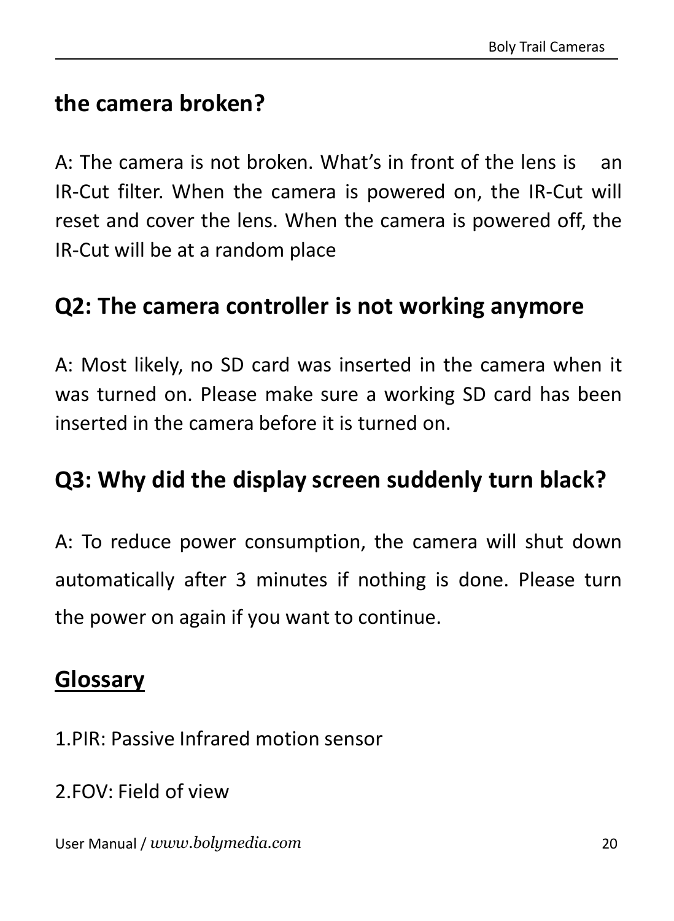**the camera broken?**

A: The camera is not broken. What’s in front of the lens is an IR-Cut filter. When the camera is powered on, the IR-Cut will reset and cover the lens. When the camera is powered off, the IR-Cut will be at a random place

## Q2: The camera controller is not working anymore

A: Most likely, no SD card was inserted in the camera when it was turned on. Please make sure a working SD card has been inserted in the camera before it is turned on.

## Q3: Why did the display screen suddenly turn black?

A: To reduce power consumption, the camera will shut down automatically after 3 minutes if nothing is done. Please turn the power on again if you want to continue.

## Glossary

1.PIR: Passive Infrared motion sensor

2.FOV: Field of view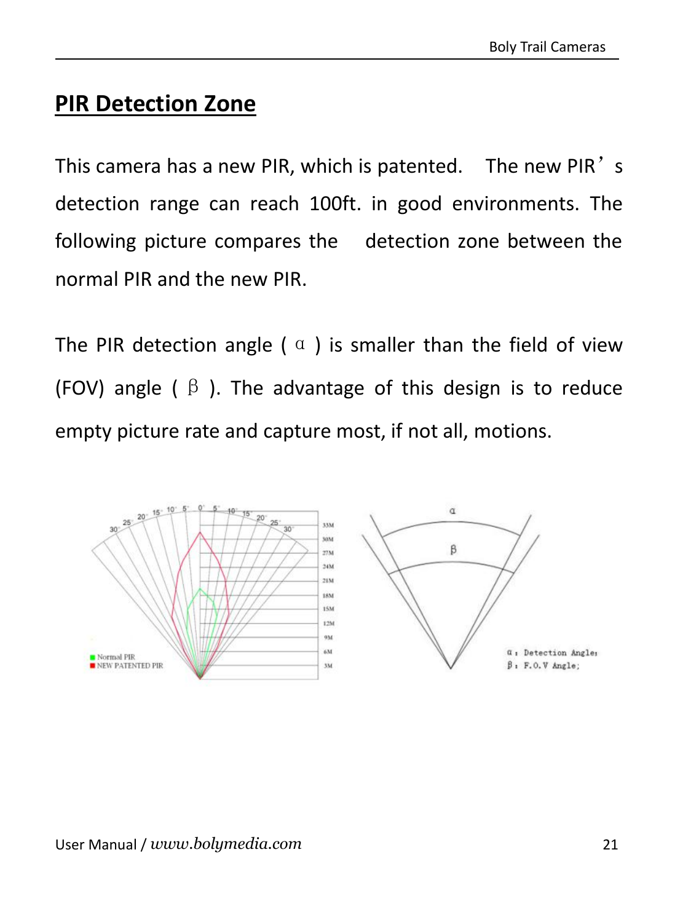## PIR Detection Zone

This camera has a new PIR, which is patented. The new PIR's detection range can reach 100ft. in good environments. The following picture compares the detection zone between the normal PIR and the new PIR.

The PIR detection angle ( α ) is smaller than the field of view (FOV) angle ( β ). The advantage of this design is to reduce empty picture rate and capture most, if not all, motions.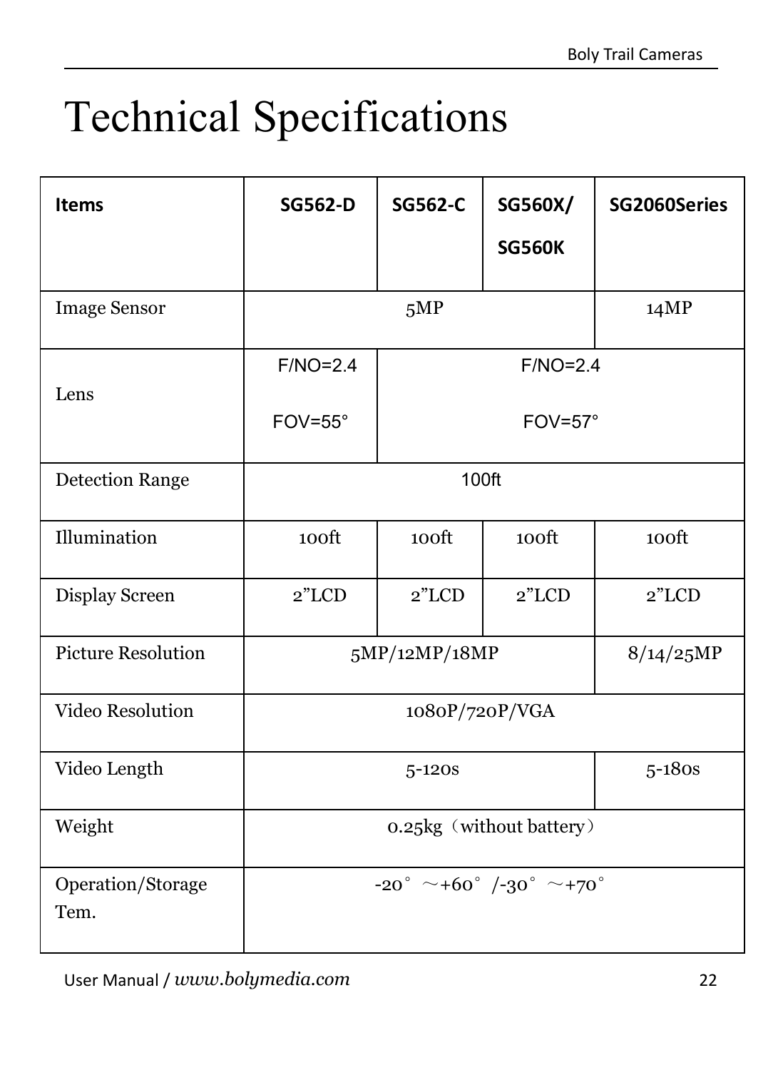# Technical Specifications

| Items | SG562-D | SG562-C | SG560X/ SG560K | SG2060Series |
|---|---|---|---|---|
| Image Sensor | 5MP | | | 14MP |
| Lens | F/NO=2.4 FOV=55° | F/NO=2.4 FOV=57° | | |
| Detection Range | 100ft | | | |
| Illumination | 100ft | 100ft | 100ft | 100ft |
| Display Screen | 2"LCD | 2"LCD | 2"LCD | 2"LCD |
| Picture Resolution | 5MP/12MP/18MP | | | 8/14/25MP |
| Video Resolution | 1080P/720P/VGA | | | |
| Video Length | 5-120s | | | 5-180s |
| Weight | 0.25kg（without battery） | | | |
| Operation/Storage Tem. | -20°～+60°/-30°～+70° | | | |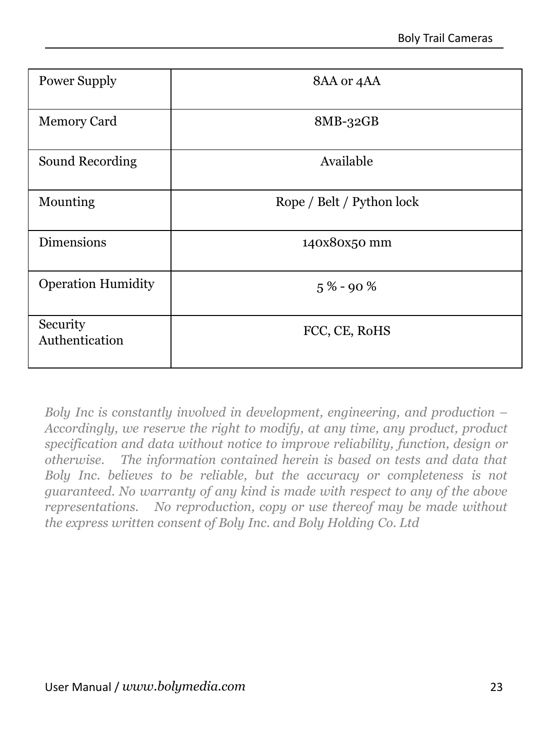| Power Supply | 8AA or 4AA |
|---|---|
| Memory Card | 8MB-32GB |
| Sound Recording | Available |
| Mounting | Rope / Belt / Python lock |
| Dimensions | 140x80x50 mm |
| Operation Humidity | 5 % - 90 % |
| Security Authentication | FCC, CE, RoHS |

*Boly Inc is constantly involved in development, engineering, and production – Accordingly, we reserve the right to modify, at any time, any product, product specification and data without notice to improve reliability, function, design or otherwise. The information contained herein is based on tests and data that Boly Inc. believes to be reliable, but the accuracy or completeness is not guaranteed. No warranty of any kind is made with respect to any of the above representations. No reproduction, copy or use thereof may be made without the express written consent of Boly Inc. and Boly Holding Co. Ltd*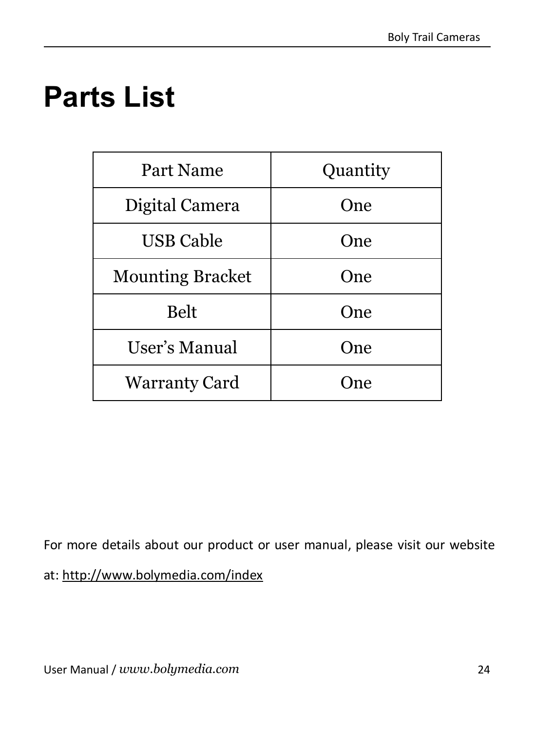# Parts List

| Part Name | Quantity |
| --- | --- |
| Digital Camera | One |
| USB Cable | One |
| Mounting Bracket | One |
| Belt | One |
| User's Manual | One |
| Warranty Card | One |

For more details about our product or user manual, please visit our website at: http://www.bolymedia.com/index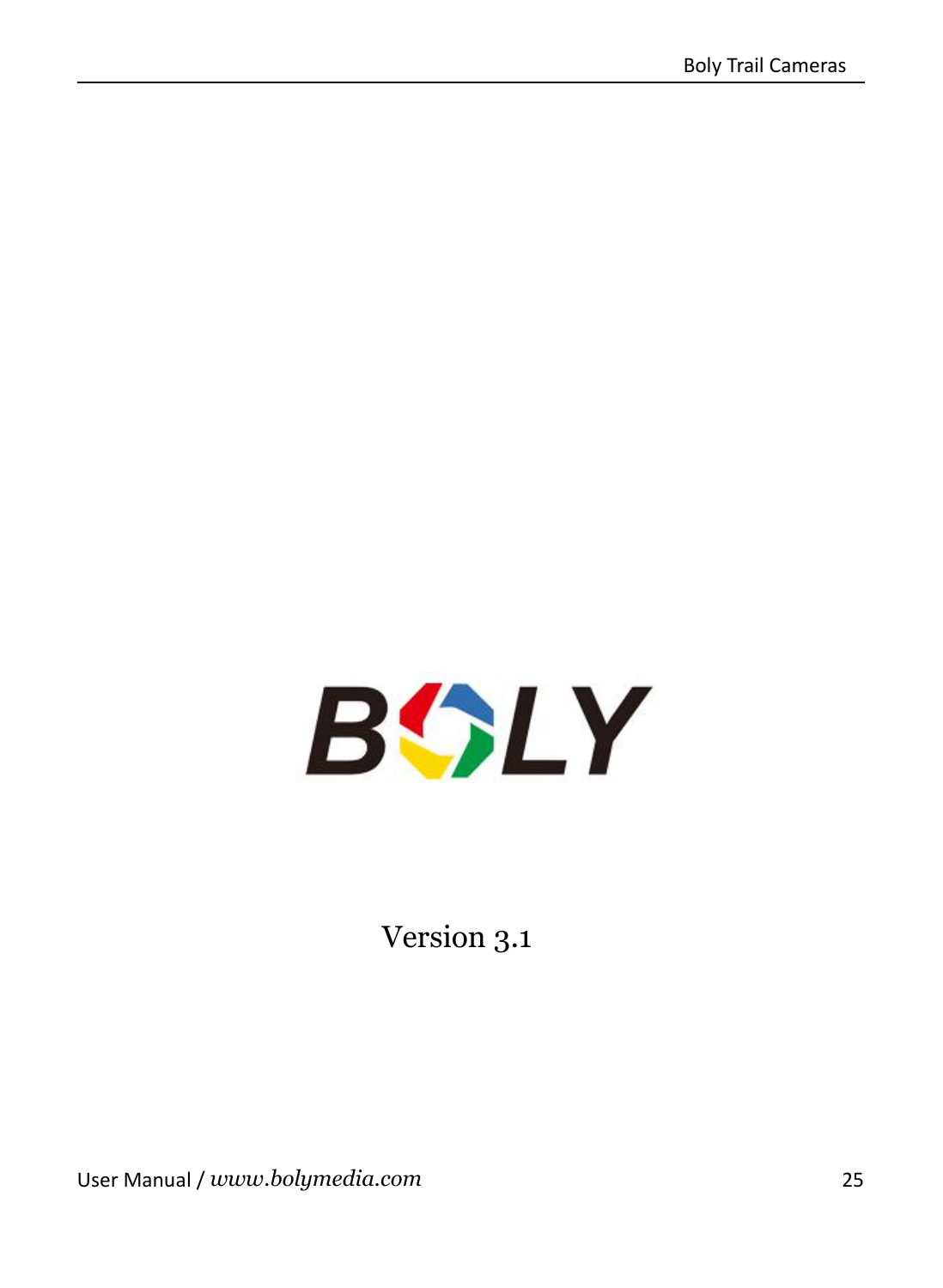BOLY

Version 3.1